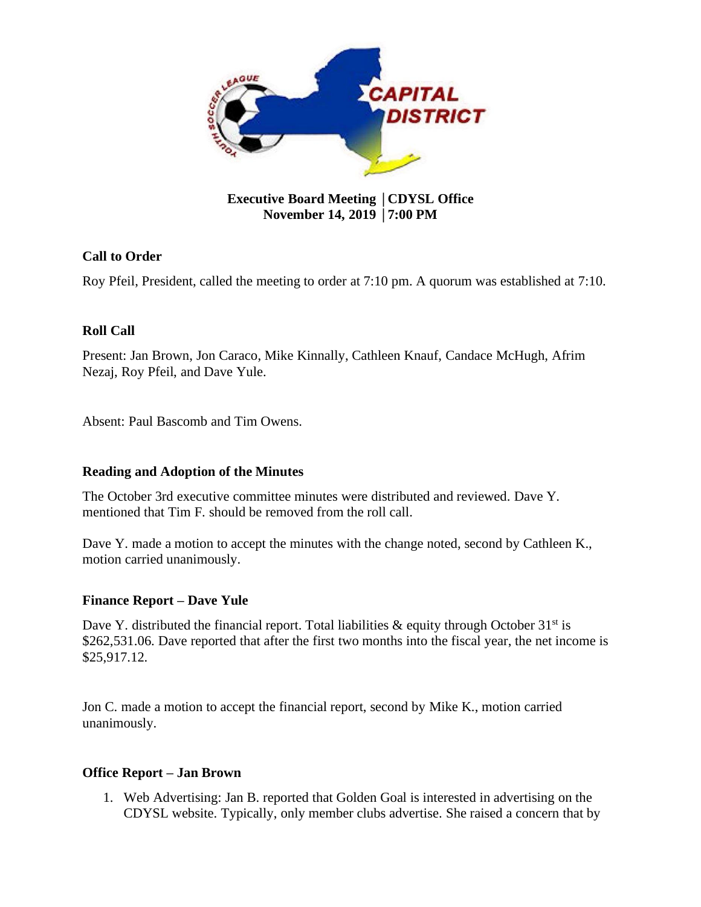**Executive Board Meeting │CDYSL Office**
**November 14, 2019 │7:00 PM**

**Call to Order**

Roy Pfeil, President, called the meeting to order at 7:10 pm. A quorum was established at 7:10.

**Roll Call**

Present: Jan Brown, Jon Caraco, Mike Kinnally, Cathleen Knauf, Candace McHugh, Afrim Nezaj, Roy Pfeil, and Dave Yule.

Absent: Paul Bascomb and Tim Owens.

**Reading and Adoption of the Minutes**

The October 3rd executive committee minutes were distributed and reviewed. Dave Y. mentioned that Tim F. should be removed from the roll call.

Dave Y. made a motion to accept the minutes with the change noted, second by Cathleen K., motion carried unanimously.

**Finance Report – Dave Yule**

Dave Y. distributed the financial report. Total liabilities & equity through October 31st is $262,531.06. Dave reported that after the first two months into the fiscal year, the net income is $25,917.12.

Jon C. made a motion to accept the financial report, second by Mike K., motion carried unanimously.

**Office Report – Jan Brown**

1. Web Advertising: Jan B. reported that Golden Goal is interested in advertising on the CDYSL website. Typically, only member clubs advertise. She raised a concern that by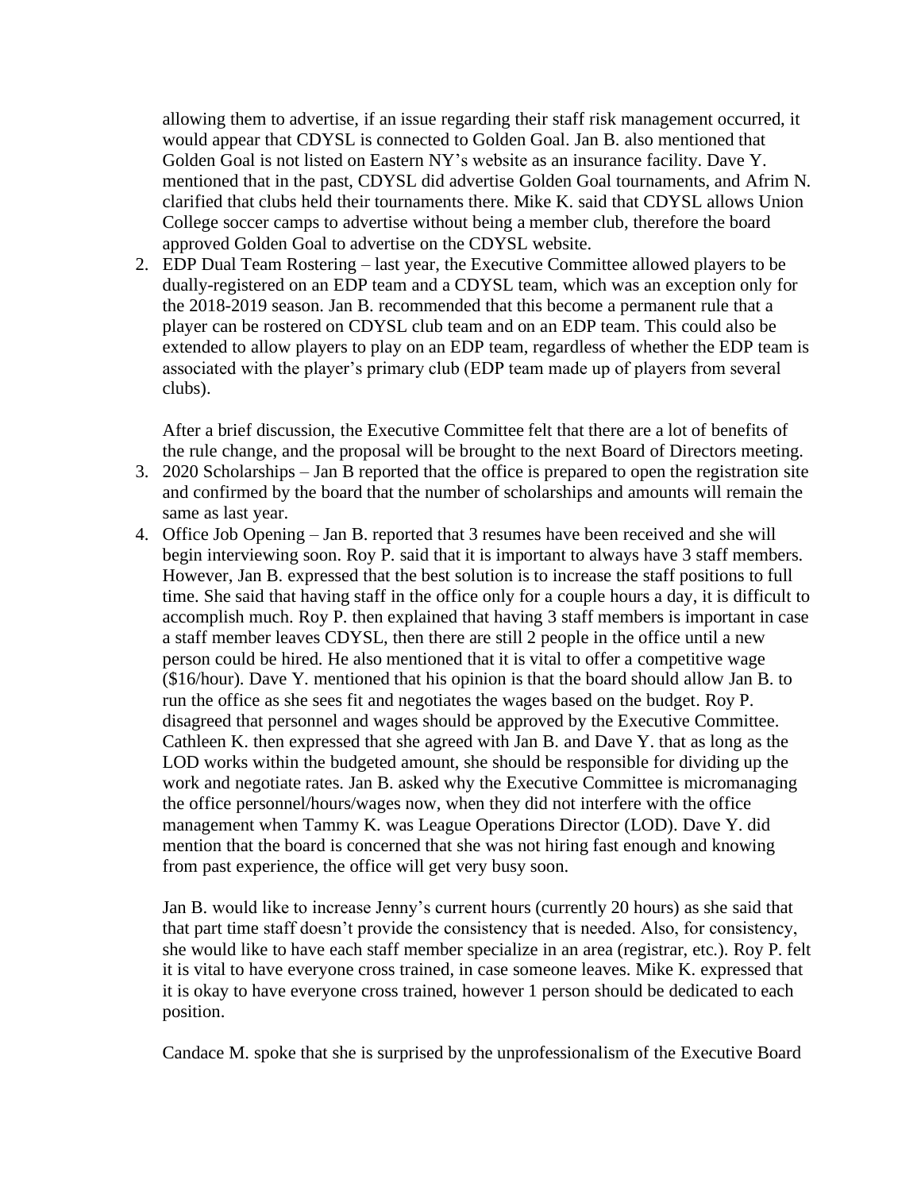allowing them to advertise, if an issue regarding their staff risk management occurred, it would appear that CDYSL is connected to Golden Goal. Jan B. also mentioned that Golden Goal is not listed on Eastern NY's website as an insurance facility. Dave Y. mentioned that in the past, CDYSL did advertise Golden Goal tournaments, and Afrim N. clarified that clubs held their tournaments there. Mike K. said that CDYSL allows Union College soccer camps to advertise without being a member club, therefore the board approved Golden Goal to advertise on the CDYSL website.

2. EDP Dual Team Rostering – last year, the Executive Committee allowed players to be dually-registered on an EDP team and a CDYSL team, which was an exception only for the 2018-2019 season. Jan B. recommended that this become a permanent rule that a player can be rostered on CDYSL club team and on an EDP team. This could also be extended to allow players to play on an EDP team, regardless of whether the EDP team is associated with the player's primary club (EDP team made up of players from several clubs).

   After a brief discussion, the Executive Committee felt that there are a lot of benefits of the rule change, and the proposal will be brought to the next Board of Directors meeting.

3. 2020 Scholarships – Jan B reported that the office is prepared to open the registration site and confirmed by the board that the number of scholarships and amounts will remain the same as last year.

4. Office Job Opening – Jan B. reported that 3 resumes have been received and she will begin interviewing soon. Roy P. said that it is important to always have 3 staff members. However, Jan B. expressed that the best solution is to increase the staff positions to full time. She said that having staff in the office only for a couple hours a day, it is difficult to accomplish much. Roy P. then explained that having 3 staff members is important in case a staff member leaves CDYSL, then there are still 2 people in the office until a new person could be hired. He also mentioned that it is vital to offer a competitive wage ($16/hour). Dave Y. mentioned that his opinion is that the board should allow Jan B. to run the office as she sees fit and negotiates the wages based on the budget. Roy P. disagreed that personnel and wages should be approved by the Executive Committee. Cathleen K. then expressed that she agreed with Jan B. and Dave Y. that as long as the LOD works within the budgeted amount, she should be responsible for dividing up the work and negotiate rates. Jan B. asked why the Executive Committee is micromanaging the office personnel/hours/wages now, when they did not interfere with the office management when Tammy K. was League Operations Director (LOD). Dave Y. did mention that the board is concerned that she was not hiring fast enough and knowing from past experience, the office will get very busy soon.

   Jan B. would like to increase Jenny's current hours (currently 20 hours) as she said that that part time staff doesn't provide the consistency that is needed. Also, for consistency, she would like to have each staff member specialize in an area (registrar, etc.). Roy P. felt it is vital to have everyone cross trained, in case someone leaves. Mike K. expressed that it is okay to have everyone cross trained, however 1 person should be dedicated to each position.

   Candace M. spoke that she is surprised by the unprofessionalism of the Executive Board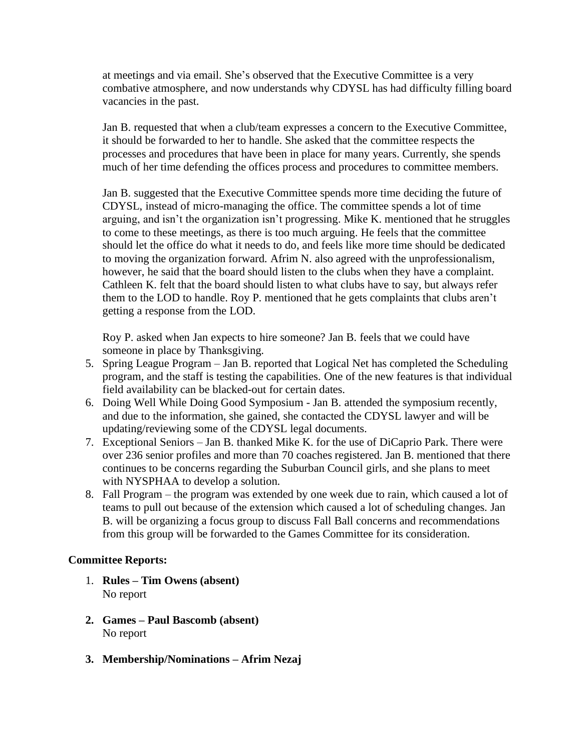at meetings and via email. She's observed that the Executive Committee is a very combative atmosphere, and now understands why CDYSL has had difficulty filling board vacancies in the past.

Jan B. requested that when a club/team expresses a concern to the Executive Committee, it should be forwarded to her to handle. She asked that the committee respects the processes and procedures that have been in place for many years. Currently, she spends much of her time defending the offices process and procedures to committee members.

Jan B. suggested that the Executive Committee spends more time deciding the future of CDYSL, instead of micro-managing the office. The committee spends a lot of time arguing, and isn't the organization isn't progressing. Mike K. mentioned that he struggles to come to these meetings, as there is too much arguing. He feels that the committee should let the office do what it needs to do, and feels like more time should be dedicated to moving the organization forward. Afrim N. also agreed with the unprofessionalism, however, he said that the board should listen to the clubs when they have a complaint. Cathleen K. felt that the board should listen to what clubs have to say, but always refer them to the LOD to handle. Roy P. mentioned that he gets complaints that clubs aren't getting a response from the LOD.

Roy P. asked when Jan expects to hire someone? Jan B. feels that we could have someone in place by Thanksgiving.

5. Spring League Program – Jan B. reported that Logical Net has completed the Scheduling program, and the staff is testing the capabilities. One of the new features is that individual field availability can be blacked-out for certain dates.
6. Doing Well While Doing Good Symposium - Jan B. attended the symposium recently, and due to the information, she gained, she contacted the CDYSL lawyer and will be updating/reviewing some of the CDYSL legal documents.
7. Exceptional Seniors – Jan B. thanked Mike K. for the use of DiCaprio Park. There were over 236 senior profiles and more than 70 coaches registered. Jan B. mentioned that there continues to be concerns regarding the Suburban Council girls, and she plans to meet with NYSPHAA to develop a solution.
8. Fall Program – the program was extended by one week due to rain, which caused a lot of teams to pull out because of the extension which caused a lot of scheduling changes. Jan B. will be organizing a focus group to discuss Fall Ball concerns and recommendations from this group will be forwarded to the Games Committee for its consideration.

**Committee Reports:**

1. **Rules – Tim Owens (absent)**
   No report

2. **Games – Paul Bascomb (absent)**
   No report

3. **Membership/Nominations – Afrim Nezaj**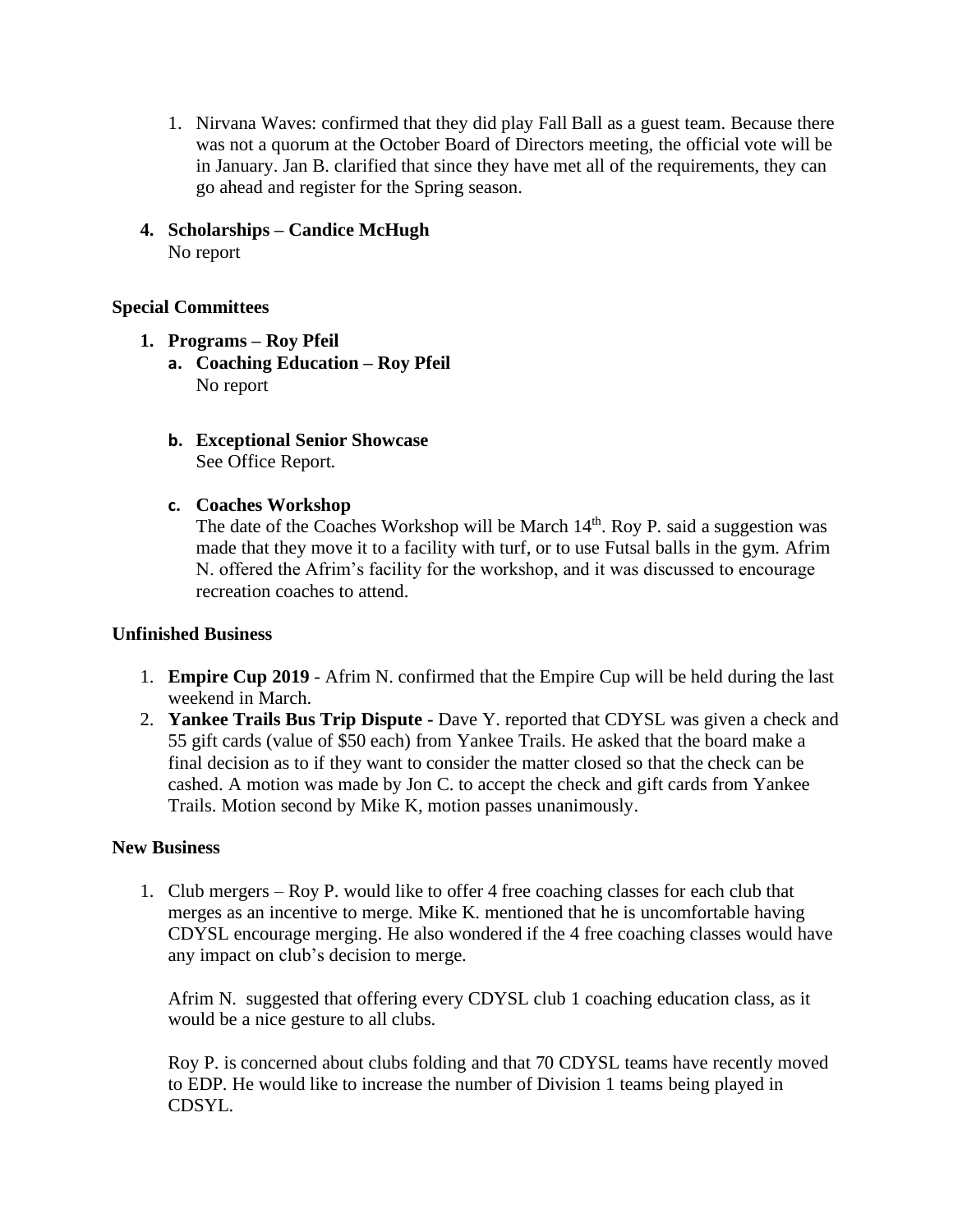1. Nirvana Waves: confirmed that they did play Fall Ball as a guest team. Because there was not a quorum at the October Board of Directors meeting, the official vote will be in January. Jan B. clarified that since they have met all of the requirements, they can go ahead and register for the Spring season.

**4. Scholarships – Candice McHugh**
No report

**Special Committees**

**1. Programs – Roy Pfeil**

**a. Coaching Education – Roy Pfeil**
No report

**b. Exceptional Senior Showcase**
See Office Report.

**c. Coaches Workshop**
The date of the Coaches Workshop will be March 14th. Roy P. said a suggestion was made that they move it to a facility with turf, or to use Futsal balls in the gym. Afrim N. offered the Afrim's facility for the workshop, and it was discussed to encourage recreation coaches to attend.

**Unfinished Business**

1. **Empire Cup 2019** - Afrim N. confirmed that the Empire Cup will be held during the last weekend in March.
2. **Yankee Trails Bus Trip Dispute -** Dave Y. reported that CDYSL was given a check and 55 gift cards (value of $50 each) from Yankee Trails. He asked that the board make a final decision as to if they want to consider the matter closed so that the check can be cashed. A motion was made by Jon C. to accept the check and gift cards from Yankee Trails. Motion second by Mike K, motion passes unanimously.

**New Business**

1. Club mergers – Roy P. would like to offer 4 free coaching classes for each club that merges as an incentive to merge. Mike K. mentioned that he is uncomfortable having CDYSL encourage merging. He also wondered if the 4 free coaching classes would have any impact on club's decision to merge.

   Afrim N. suggested that offering every CDYSL club 1 coaching education class, as it would be a nice gesture to all clubs.

   Roy P. is concerned about clubs folding and that 70 CDYSL teams have recently moved to EDP. He would like to increase the number of Division 1 teams being played in CDSYL.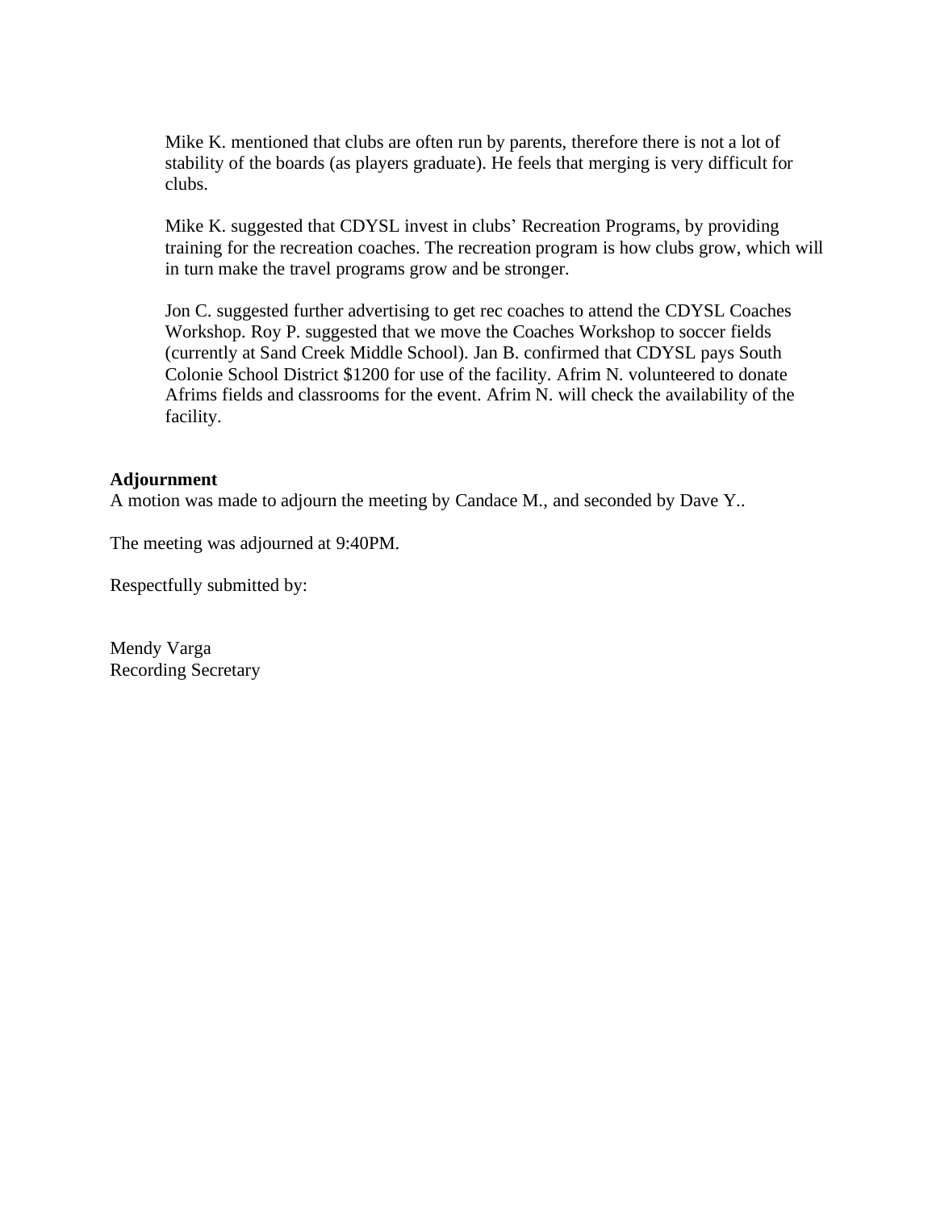Mike K. mentioned that clubs are often run by parents, therefore there is not a lot of stability of the boards (as players graduate). He feels that merging is very difficult for clubs.

Mike K. suggested that CDYSL invest in clubs' Recreation Programs, by providing training for the recreation coaches. The recreation program is how clubs grow, which will in turn make the travel programs grow and be stronger.

Jon C. suggested further advertising to get rec coaches to attend the CDYSL Coaches Workshop. Roy P. suggested that we move the Coaches Workshop to soccer fields (currently at Sand Creek Middle School). Jan B. confirmed that CDYSL pays South Colonie School District $1200 for use of the facility. Afrim N. volunteered to donate Afrims fields and classrooms for the event. Afrim N. will check the availability of the facility.

**Adjournment**

A motion was made to adjourn the meeting by Candace M., and seconded by Dave Y..

The meeting was adjourned at 9:40PM.

Respectfully submitted by:

Mendy Varga
Recording Secretary